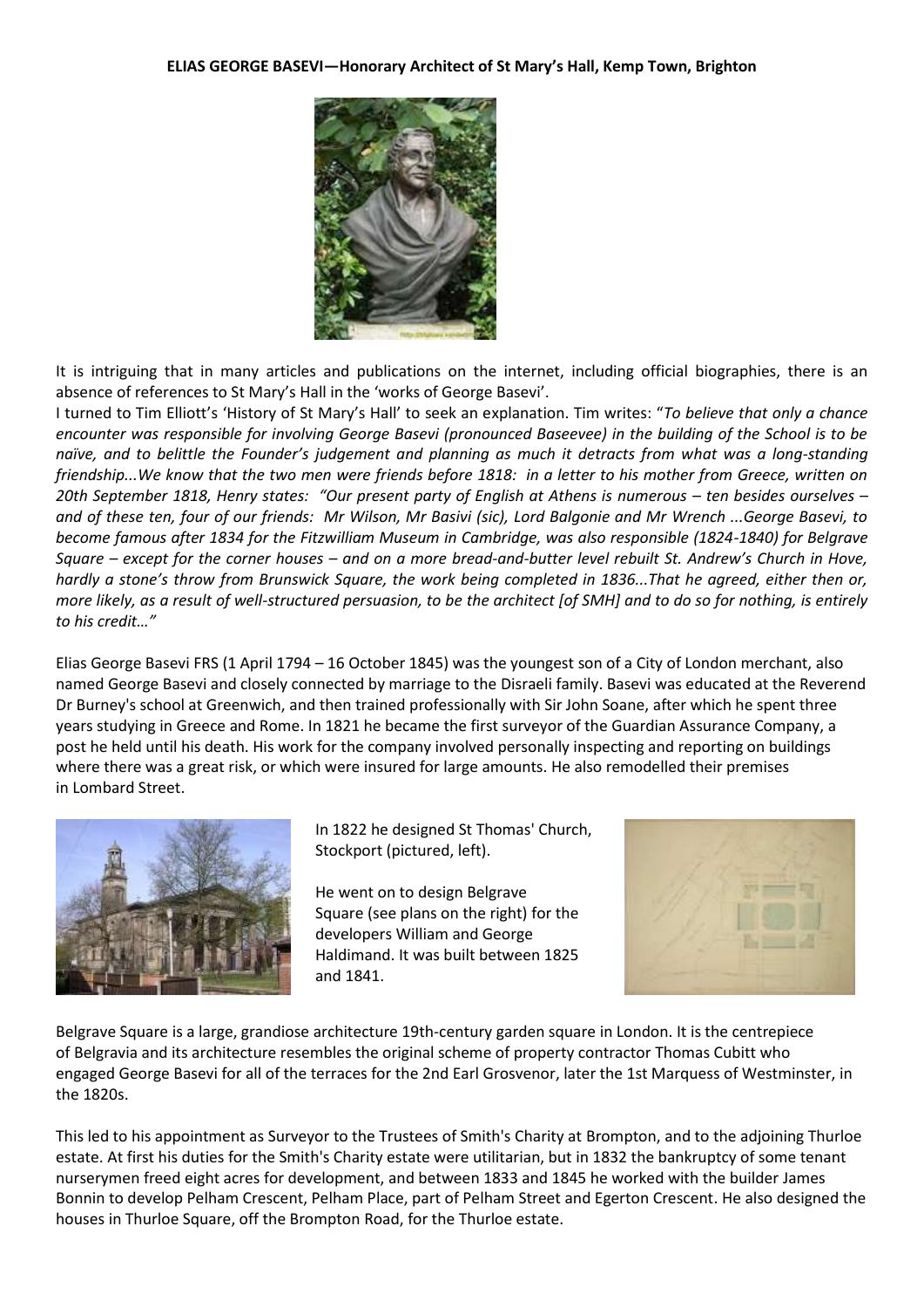**ELIAS GEORGE BASEVI—Honorary Architect of St Mary's Hall, Kemp Town, Brighton**

It is intriguing that in many articles and publications on the internet, including official biographies, there is an absence of references to St Mary's Hall in the 'works of George Basevi'.

I turned to Tim Elliott's 'History of St Mary's Hall' to seek an explanation. Tim writes: "*To believe that only a chance encounter was responsible for involving George Basevi (pronounced Baseevee) in the building of the School is to be naïve, and to belittle the Founder's judgement and planning as much it detracts from what was a long-standing friendship...We know that the two men were friends before 1818: in a letter to his mother from Greece, written on 20th September 1818, Henry states: "Our present party of English at Athens is numerous – ten besides ourselves – and of these ten, four of our friends: Mr Wilson, Mr Basivi (sic), Lord Balgonie and Mr Wrench ...George Basevi, to become famous after 1834 for the Fitzwilliam Museum in Cambridge, was also responsible (1824-1840) for Belgrave Square – except for the corner houses – and on a more bread-and-butter level rebuilt St. Andrew's Church in Hove, hardly a stone's throw from Brunswick Square, the work being completed in 1836...That he agreed, either then or, more likely, as a result of well-structured persuasion, to be the architect [of SMH] and to do so for nothing, is entirely to his credit…"*

Elias George Basevi FRS (1 April 1794 – 16 October 1845) was the youngest son of a City of London merchant, also named George Basevi and closely connected by marriage to the Disraeli family. Basevi was educated at the Reverend Dr Burney's school at Greenwich, and then trained professionally with Sir John Soane, after which he spent three years studying in Greece and Rome. In 1821 he became the first surveyor of the Guardian Assurance Company, a post he held until his death. His work for the company involved personally inspecting and reporting on buildings where there was a great risk, or which were insured for large amounts. He also remodelled their premises in Lombard Street.

In 1822 he designed St Thomas' Church, Stockport (pictured, left).

He went on to design Belgrave Square (see plans on the right) for the developers William and George Haldimand. It was built between 1825 and 1841.

Belgrave Square is a large, grandiose architecture 19th-century garden square in London. It is the centrepiece of Belgravia and its architecture resembles the original scheme of property contractor Thomas Cubitt who engaged George Basevi for all of the terraces for the 2nd Earl Grosvenor, later the 1st Marquess of Westminster, in the 1820s.

This led to his appointment as Surveyor to the Trustees of Smith's Charity at Brompton, and to the adjoining Thurloe estate. At first his duties for the Smith's Charity estate were utilitarian, but in 1832 the bankruptcy of some tenant nurserymen freed eight acres for development, and between 1833 and 1845 he worked with the builder James Bonnin to develop Pelham Crescent, Pelham Place, part of Pelham Street and Egerton Crescent. He also designed the houses in Thurloe Square, off the Brompton Road, for the Thurloe estate.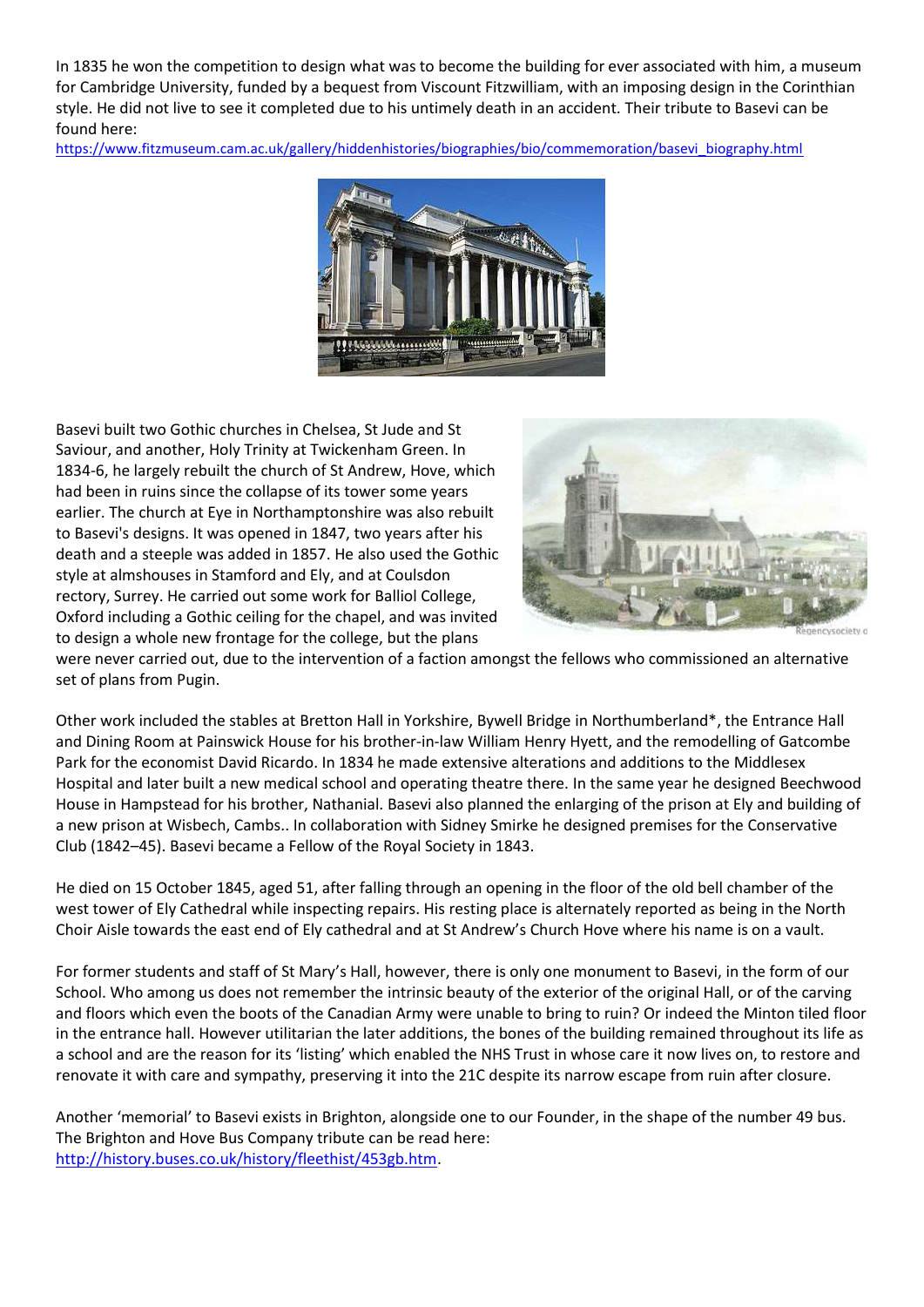In 1835 he won the competition to design what was to become the building for ever associated with him, a museum for Cambridge University, funded by a bequest from Viscount Fitzwilliam, with an imposing design in the Corinthian style. He did not live to see it completed due to his untimely death in an accident. Their tribute to Basevi can be found here:
https://www.fitzmuseum.cam.ac.uk/gallery/hiddenhistories/biographies/bio/commemoration/basevi_biography.html

Basevi built two Gothic churches in Chelsea, St Jude and St Saviour, and another, Holy Trinity at Twickenham Green. In 1834-6, he largely rebuilt the church of St Andrew, Hove, which had been in ruins since the collapse of its tower some years earlier. The church at Eye in Northamptonshire was also rebuilt to Basevi's designs. It was opened in 1847, two years after his death and a steeple was added in 1857. He also used the Gothic style at almshouses in Stamford and Ely, and at Coulsdon rectory, Surrey. He carried out some work for Balliol College, Oxford including a Gothic ceiling for the chapel, and was invited to design a whole new frontage for the college, but the plans were never carried out, due to the intervention of a faction amongst the fellows who commissioned an alternative set of plans from Pugin.

Other work included the stables at Bretton Hall in Yorkshire, Bywell Bridge in Northumberland*, the Entrance Hall and Dining Room at Painswick House for his brother-in-law William Henry Hyett, and the remodelling of Gatcombe Park for the economist David Ricardo. In 1834 he made extensive alterations and additions to the Middlesex Hospital and later built a new medical school and operating theatre there. In the same year he designed Beechwood House in Hampstead for his brother, Nathanial. Basevi also planned the enlarging of the prison at Ely and building of a new prison at Wisbech, Cambs.. In collaboration with Sidney Smirke he designed premises for the Conservative Club (1842–45). Basevi became a Fellow of the Royal Society in 1843.

He died on 15 October 1845, aged 51, after falling through an opening in the floor of the old bell chamber of the west tower of Ely Cathedral while inspecting repairs. His resting place is alternately reported as being in the North Choir Aisle towards the east end of Ely cathedral and at St Andrew's Church Hove where his name is on a vault.

For former students and staff of St Mary's Hall, however, there is only one monument to Basevi, in the form of our School. Who among us does not remember the intrinsic beauty of the exterior of the original Hall, or of the carving and floors which even the boots of the Canadian Army were unable to bring to ruin? Or indeed the Minton tiled floor in the entrance hall. However utilitarian the later additions, the bones of the building remained throughout its life as a school and are the reason for its 'listing' which enabled the NHS Trust in whose care it now lives on, to restore and renovate it with care and sympathy, preserving it into the 21C despite its narrow escape from ruin after closure.

Another 'memorial' to Basevi exists in Brighton, alongside one to our Founder, in the shape of the number 49 bus. The Brighton and Hove Bus Company tribute can be read here:
http://history.buses.co.uk/history/fleethist/453gb.htm.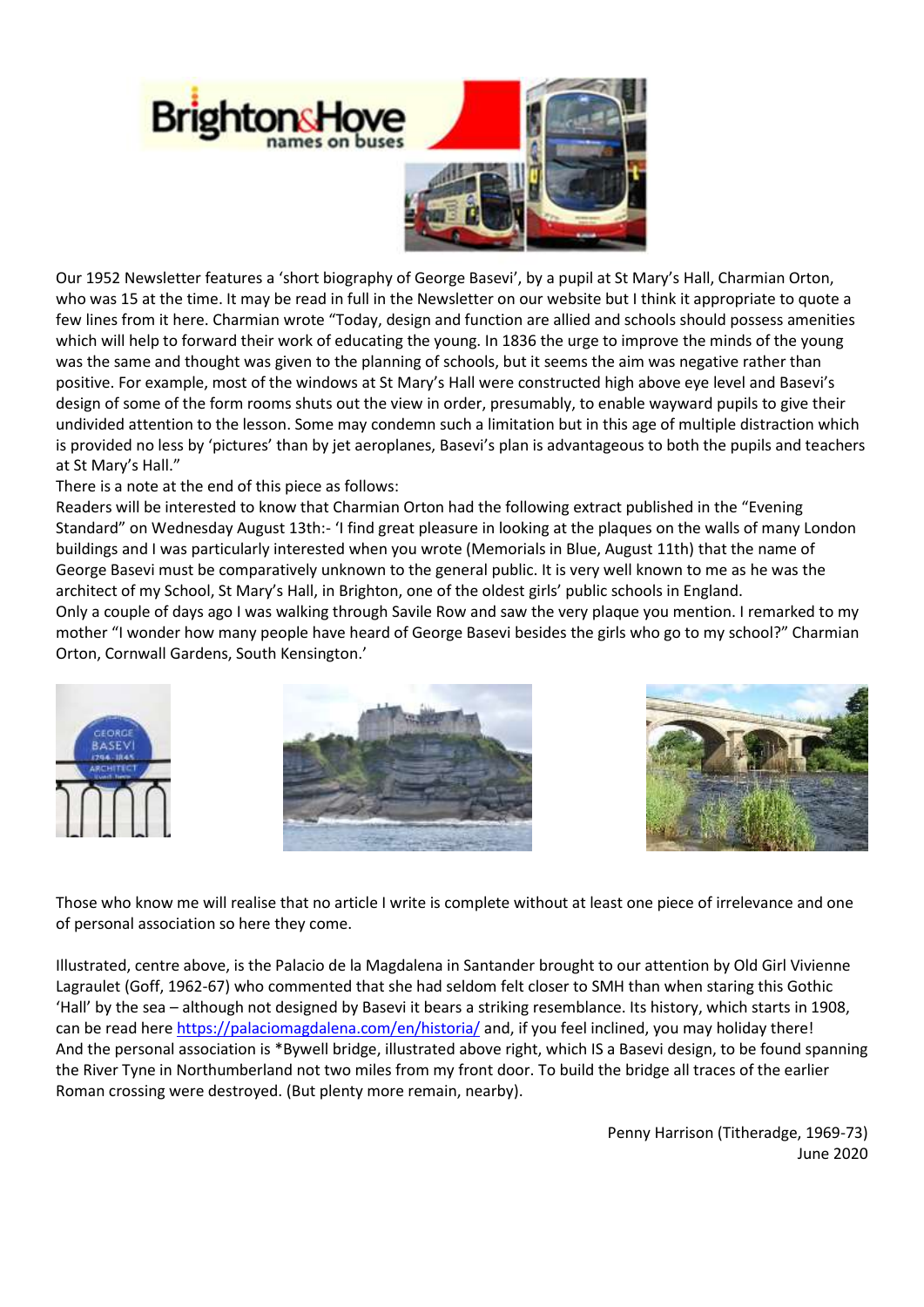Our 1952 Newsletter features a 'short biography of George Basevi', by a pupil at St Mary's Hall, Charmian Orton, who was 15 at the time. It may be read in full in the Newsletter on our website but I think it appropriate to quote a few lines from it here. Charmian wrote "Today, design and function are allied and schools should possess amenities which will help to forward their work of educating the young. In 1836 the urge to improve the minds of the young was the same and thought was given to the planning of schools, but it seems the aim was negative rather than positive. For example, most of the windows at St Mary's Hall were constructed high above eye level and Basevi's design of some of the form rooms shuts out the view in order, presumably, to enable wayward pupils to give their undivided attention to the lesson. Some may condemn such a limitation but in this age of multiple distraction which is provided no less by 'pictures' than by jet aeroplanes, Basevi's plan is advantageous to both the pupils and teachers at St Mary's Hall."

There is a note at the end of this piece as follows:

Readers will be interested to know that Charmian Orton had the following extract published in the "Evening Standard" on Wednesday August 13th:- 'I find great pleasure in looking at the plaques on the walls of many London buildings and I was particularly interested when you wrote (Memorials in Blue, August 11th) that the name of George Basevi must be comparatively unknown to the general public. It is very well known to me as he was the architect of my School, St Mary's Hall, in Brighton, one of the oldest girls' public schools in England.

Only a couple of days ago I was walking through Savile Row and saw the very plaque you mention. I remarked to my mother "I wonder how many people have heard of George Basevi besides the girls who go to my school?" Charmian Orton, Cornwall Gardens, South Kensington.'

Those who know me will realise that no article I write is complete without at least one piece of irrelevance and one of personal association so here they come.

Illustrated, centre above, is the Palacio de la Magdalena in Santander brought to our attention by Old Girl Vivienne Lagraulet (Goff, 1962-67) who commented that she had seldom felt closer to SMH than when staring this Gothic 'Hall' by the sea – although not designed by Basevi it bears a striking resemblance. Its history, which starts in 1908, can be read here https://palaciomagdalena.com/en/historia/ and, if you feel inclined, you may holiday there!

And the personal association is *Bywell bridge, illustrated above right, which IS a Basevi design, to be found spanning the River Tyne in Northumberland not two miles from my front door. To build the bridge all traces of the earlier Roman crossing were destroyed. (But plenty more remain, nearby).

Penny Harrison (Titheradge, 1969-73)
June 2020